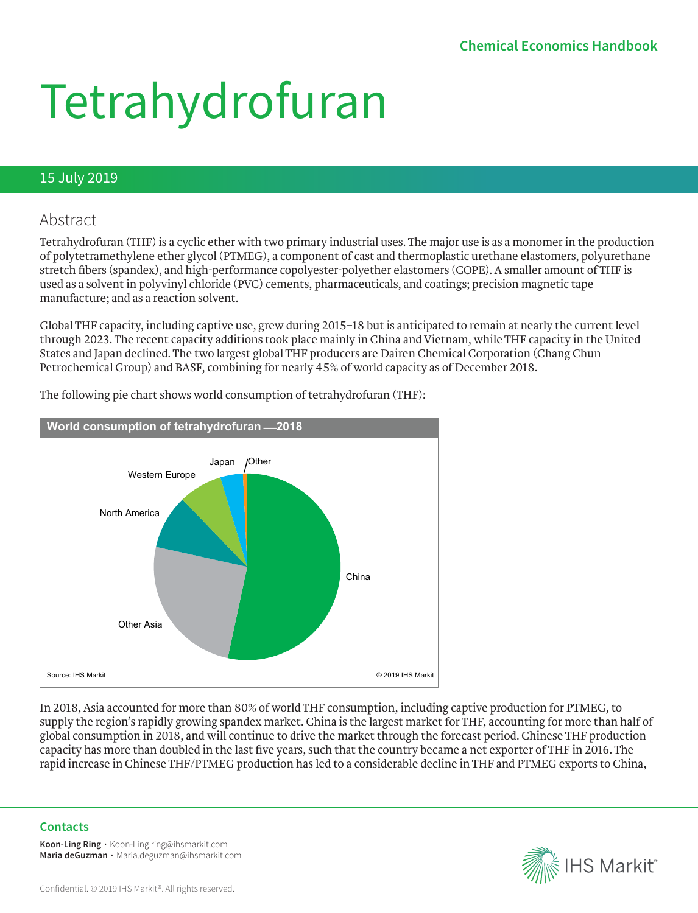Chemical Economics Handbook

# Tetrahydrofuran

15 July 2019

## Abstract

Tetrahydrofuran (THF) is a cyclic ether with two primary industrial uses. The major use is as a monomer in the production of polytetramethylene ether glycol (PTMEG), a component of cast and thermoplastic urethane elastomers, polyurethane stretch fibers (spandex), and high-performance copolyester-polyether elastomers (COPE). A smaller amount of THF is used as a solvent in polyvinyl chloride (PVC) cements, pharmaceuticals, and coatings; precision magnetic tape manufacture; and as a reaction solvent.

Global THF capacity, including captive use, grew during 2015–18 but is anticipated to remain at nearly the current level through 2023. The recent capacity additions took place mainly in China and Vietnam, while THF capacity in the United States and Japan declined. The two largest global THF producers are Dairen Chemical Corporation (Chang Chun Petrochemical Group) and BASF, combining for nearly 45% of world capacity as of December 2018.

The following pie chart shows world consumption of tetrahydrofuran (THF):

**World consumption of tetrahydrofuran —2018**

China, Other Asia, North America, Western Europe, Japan, Other

Source: IHS Markit © 2019 IHS Markit

In 2018, Asia accounted for more than 80% of world THF consumption, including captive production for PTMEG, to supply the region's rapidly growing spandex market. China is the largest market for THF, accounting for more than half of global consumption in 2018, and will continue to drive the market through the forecast period. Chinese THF production capacity has more than doubled in the last five years, such that the country became a net exporter of THF in 2016. The rapid increase in Chinese THF/PTMEG production has led to a considerable decline in THF and PTMEG exports to China,

**Contacts**

**Koon-Ling Ring** · Koon-Ling.ring@ihsmarkit.com
**Maria deGuzman** · Maria.deguzman@ihsmarkit.com

Confidential. © 2019 IHS Markit®. All rights reserved.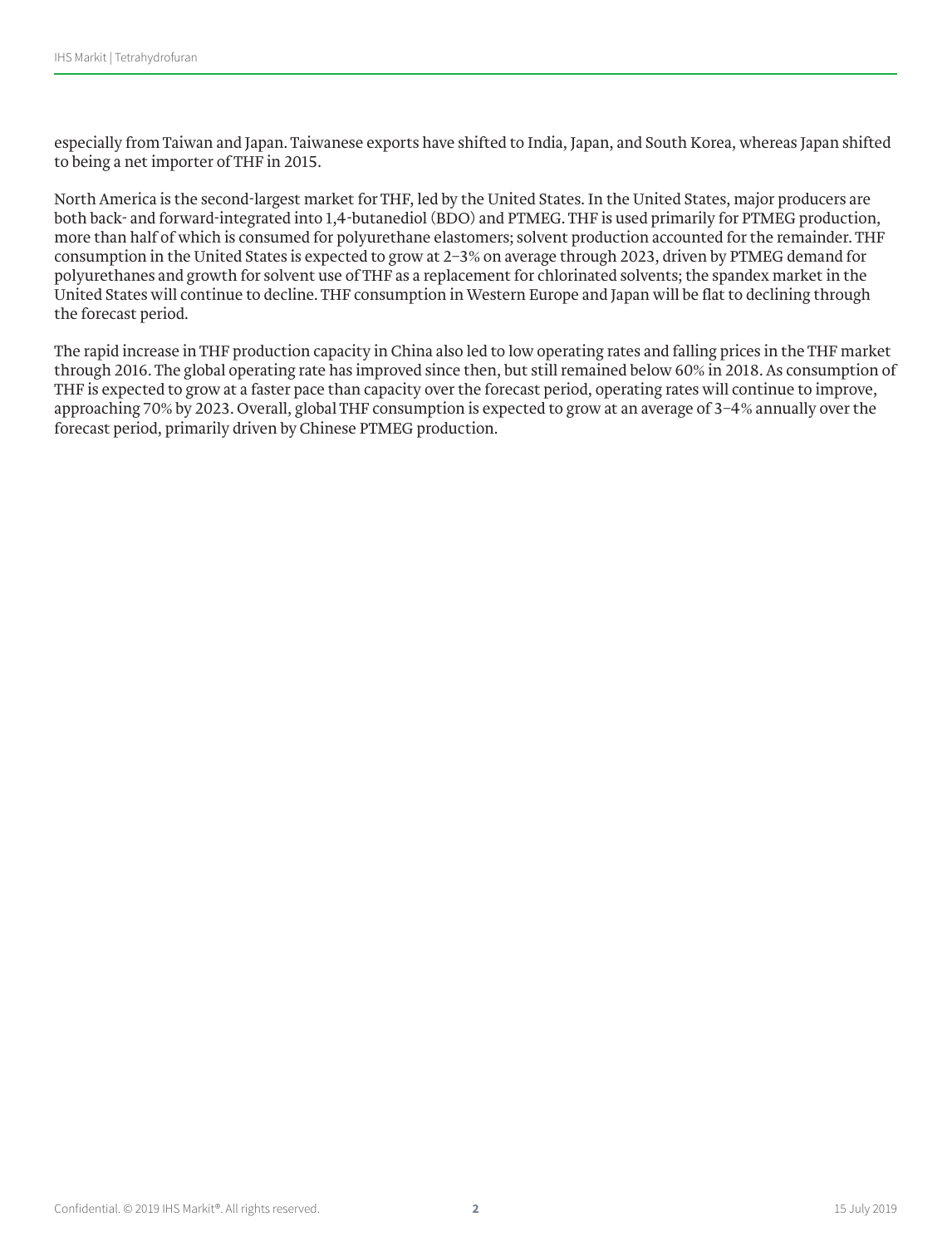especially from Taiwan and Japan. Taiwanese exports have shifted to India, Japan, and South Korea, whereas Japan shifted to being a net importer of THF in 2015.

North America is the second-largest market for THF, led by the United States. In the United States, major producers are both back- and forward-integrated into 1,4-butanediol (BDO) and PTMEG. THF is used primarily for PTMEG production, more than half of which is consumed for polyurethane elastomers; solvent production accounted for the remainder. THF consumption in the United States is expected to grow at 2–3% on average through 2023, driven by PTMEG demand for polyurethanes and growth for solvent use of THF as a replacement for chlorinated solvents; the spandex market in the United States will continue to decline. THF consumption in Western Europe and Japan will be flat to declining through the forecast period.

The rapid increase in THF production capacity in China also led to low operating rates and falling prices in the THF market through 2016. The global operating rate has improved since then, but still remained below 60% in 2018. As consumption of THF is expected to grow at a faster pace than capacity over the forecast period, operating rates will continue to improve, approaching 70% by 2023. Overall, global THF consumption is expected to grow at an average of 3–4% annually over the forecast period, primarily driven by Chinese PTMEG production.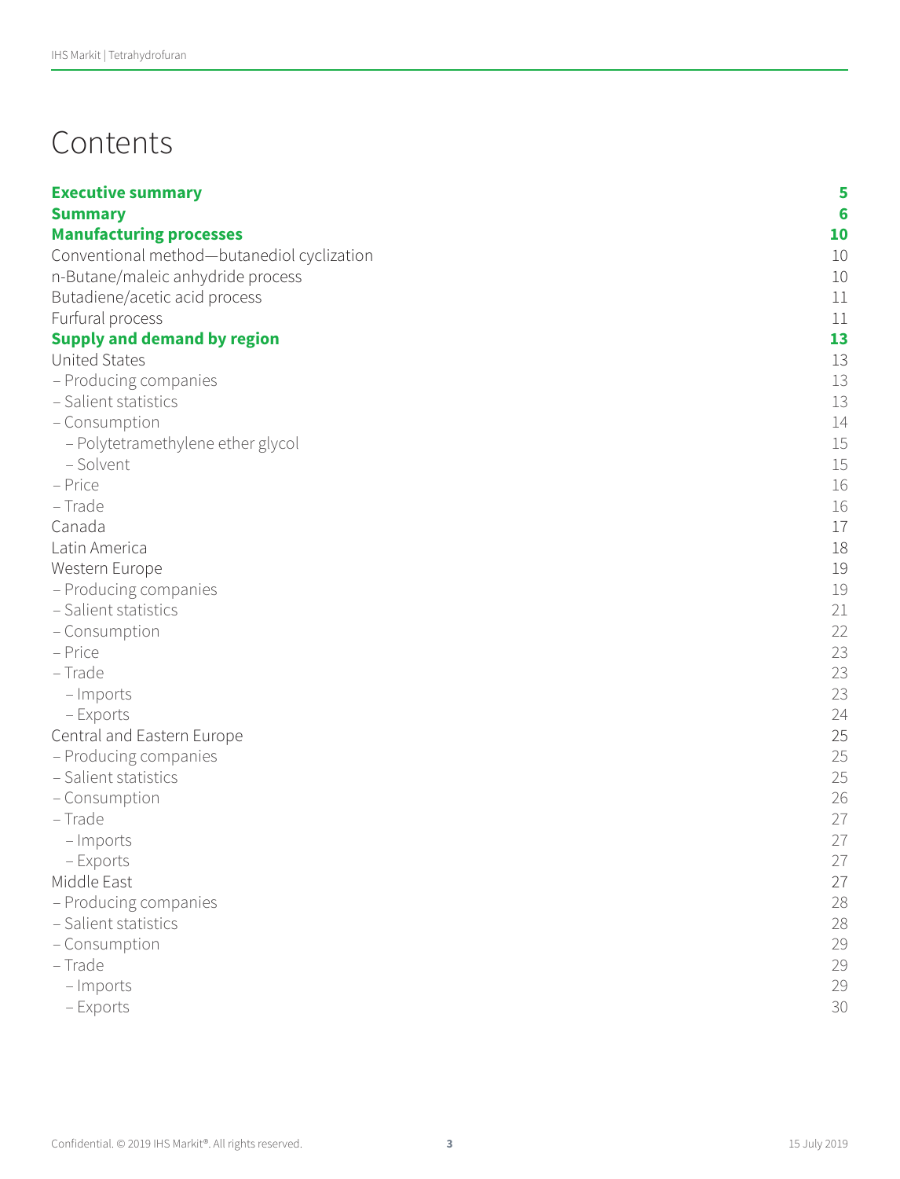# Contents

| | |
|---|---|
| **Executive summary** | **5** |
| **Summary** | **6** |
| **Manufacturing processes** | **10** |
| Conventional method—butanediol cyclization | 10 |
| n-Butane/maleic anhydride process | 10 |
| Butadiene/acetic acid process | 11 |
| Furfural process | 11 |
| **Supply and demand by region** | **13** |
| United States | 13 |
| – Producing companies | 13 |
| – Salient statistics | 13 |
| – Consumption | 14 |
| – Polytetramethylene ether glycol | 15 |
| – Solvent | 15 |
| – Price | 16 |
| – Trade | 16 |
| Canada | 17 |
| Latin America | 18 |
| Western Europe | 19 |
| – Producing companies | 19 |
| – Salient statistics | 21 |
| – Consumption | 22 |
| – Price | 23 |
| – Trade | 23 |
| – Imports | 23 |
| – Exports | 24 |
| Central and Eastern Europe | 25 |
| – Producing companies | 25 |
| – Salient statistics | 25 |
| – Consumption | 26 |
| – Trade | 27 |
| – Imports | 27 |
| – Exports | 27 |
| Middle East | 27 |
| – Producing companies | 28 |
| – Salient statistics | 28 |
| – Consumption | 29 |
| – Trade | 29 |
| – Imports | 29 |
| – Exports | 30 |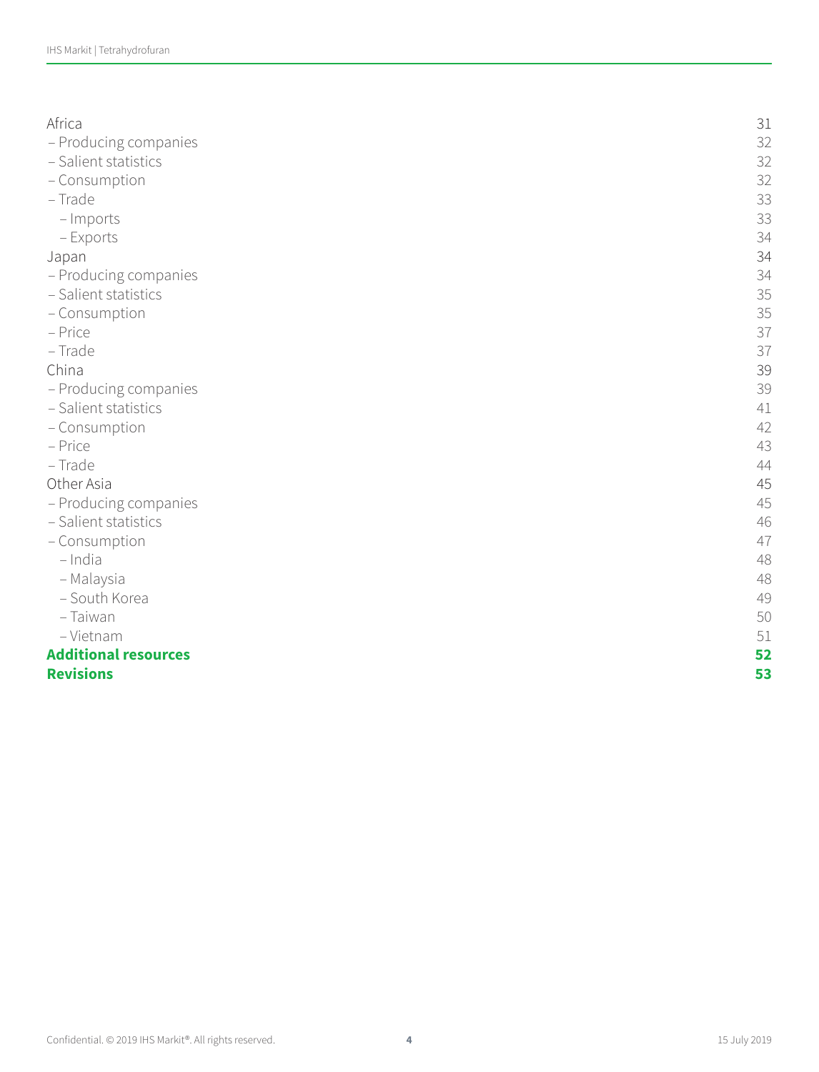| | |
|---|---|
| Africa | 31 |
| – Producing companies | 32 |
| – Salient statistics | 32 |
| – Consumption | 32 |
| – Trade | 33 |
| &nbsp;&nbsp;– Imports | 33 |
| &nbsp;&nbsp;– Exports | 34 |
| Japan | 34 |
| – Producing companies | 34 |
| – Salient statistics | 35 |
| – Consumption | 35 |
| – Price | 37 |
| – Trade | 37 |
| China | 39 |
| – Producing companies | 39 |
| – Salient statistics | 41 |
| – Consumption | 42 |
| – Price | 43 |
| – Trade | 44 |
| Other Asia | 45 |
| – Producing companies | 45 |
| – Salient statistics | 46 |
| – Consumption | 47 |
| &nbsp;&nbsp;– India | 48 |
| &nbsp;&nbsp;– Malaysia | 48 |
| &nbsp;&nbsp;– South Korea | 49 |
| &nbsp;&nbsp;– Taiwan | 50 |
| &nbsp;&nbsp;– Vietnam | 51 |
| **Additional resources** | **52** |
| **Revisions** | **53** |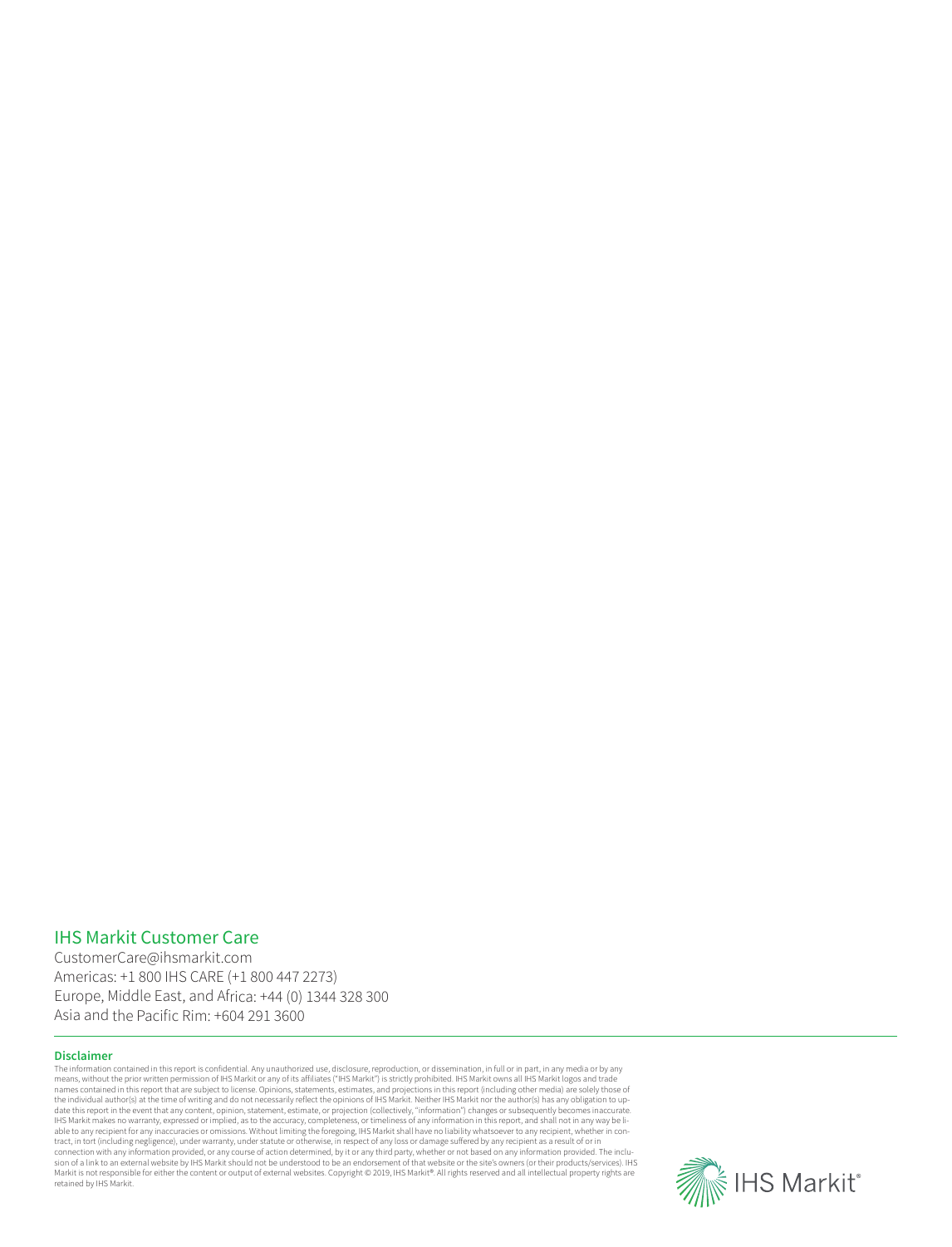## IHS Markit Customer Care

CustomerCare@ihsmarkit.com
Americas: +1 800 IHS CARE (+1 800 447 2273)
Europe, Middle East, and Africa: +44 (0) 1344 328 300
Asia and the Pacific Rim: +604 291 3600

### Disclaimer

The information contained in this report is confidential. Any unauthorized use, disclosure, reproduction, or dissemination, in full or in part, in any media or by any means, without the prior written permission of IHS Markit or any of its affiliates ("IHS Markit") is strictly prohibited. IHS Markit owns all IHS Markit logos and trade names contained in this report that are subject to license. Opinions, statements, estimates, and projections in this report (including other media) are solely those of the individual author(s) at the time of writing and do not necessarily reflect the opinions of IHS Markit. Neither IHS Markit nor the author(s) has any obligation to update this report in the event that any content, opinion, statement, estimate, or projection (collectively, "information") changes or subsequently becomes inaccurate. IHS Markit makes no warranty, expressed or implied, as to the accuracy, completeness, or timeliness of any information in this report, and shall not in any way be liable to any recipient for any inaccuracies or omissions. Without limiting the foregoing, IHS Markit shall have no liability whatsoever to any recipient, whether in contract, in tort (including negligence), under warranty, under statute or otherwise, in respect of any loss or damage suffered by any recipient as a result of or in connection with any information provided, or any course of action determined, by it or any third party, whether or not based on any information provided. The inclusion of a link to an external website by IHS Markit should not be understood to be an endorsement of that website or the site's owners (or their products/services). IHS Markit is not responsible for either the content or output of external websites. Copyright © 2019, IHS Markit®. All rights reserved and all intellectual property rights are retained by IHS Markit.

IHS Markit®